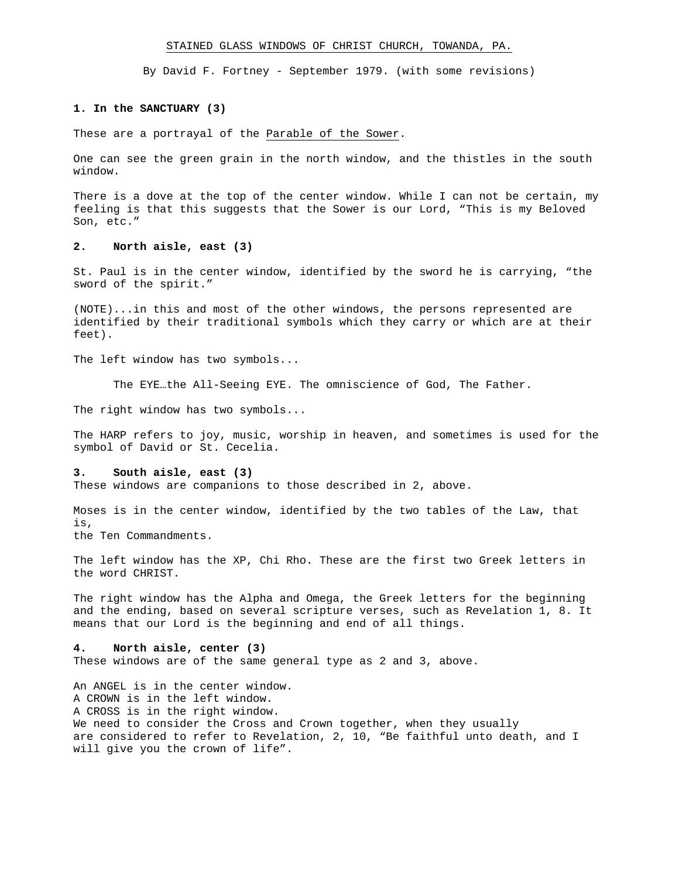STAINED GLASS WINDOWS OF CHRIST CHURCH, TOWANDA, PA.

By David F. Fortney - September 1979. (with some revisions)

**1. In the SANCTUARY (3)**

These are a portrayal of the Parable of the Sower.

One can see the green grain in the north window, and the thistles in the south window.

There is a dove at the top of the center window. While I can not be certain, my feeling is that this suggests that the Sower is our Lord, "This is my Beloved Son, etc."

**2. North aisle, east (3)**

St. Paul is in the center window, identified by the sword he is carrying, "the sword of the spirit."

(NOTE)...in this and most of the other windows, the persons represented are identified by their traditional symbols which they carry or which are at their feet).

The left window has two symbols...

The EYE…the All-Seeing EYE. The omniscience of God, The Father.

The right window has two symbols...

The HARP refers to joy, music, worship in heaven, and sometimes is used for the symbol of David or St. Cecelia.

**3. South aisle, east (3)**

These windows are companions to those described in 2, above.

Moses is in the center window, identified by the two tables of the Law, that is,
the Ten Commandments.

The left window has the XP, Chi Rho. These are the first two Greek letters in the word CHRIST.

The right window has the Alpha and Omega, the Greek letters for the beginning and the ending, based on several scripture verses, such as Revelation 1, 8. It means that our Lord is the beginning and end of all things.

**4. North aisle, center (3)**

These windows are of the same general type as 2 and 3, above.

An ANGEL is in the center window.
A CROWN is in the left window.
A CROSS is in the right window.
We need to consider the Cross and Crown together, when they usually are considered to refer to Revelation, 2, 10, "Be faithful unto death, and I will give you the crown of life".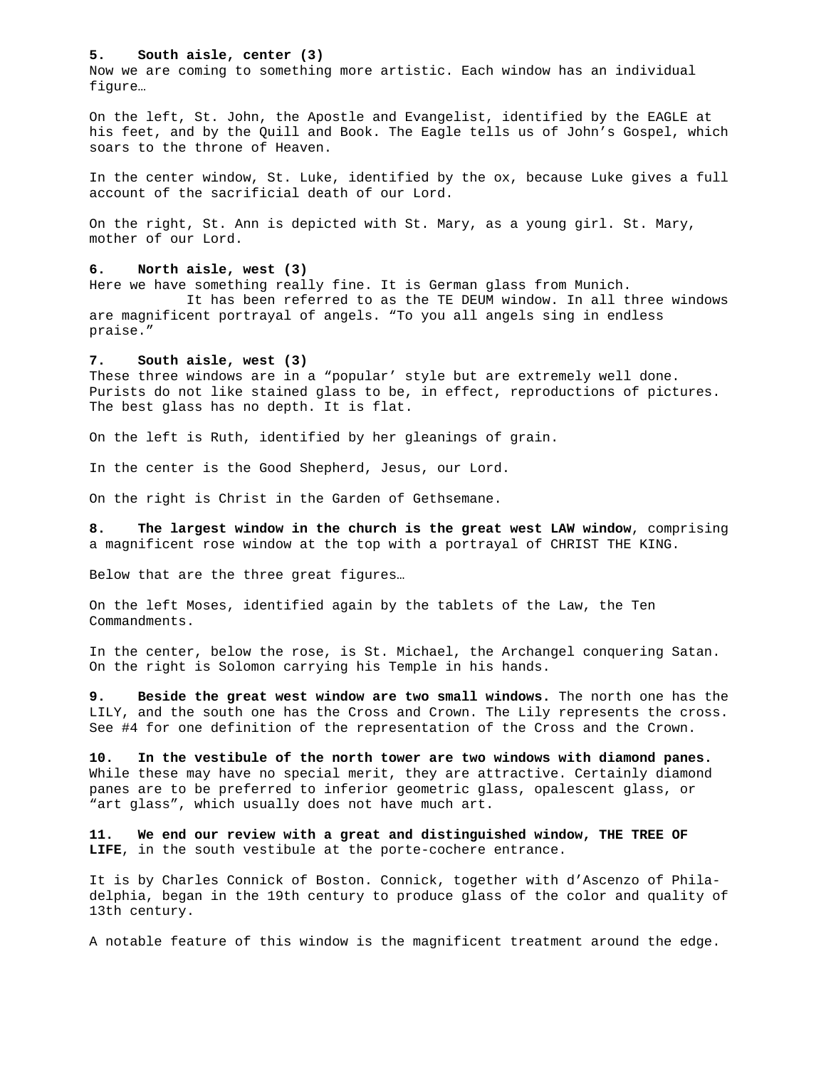**5. South aisle, center (3)**
Now we are coming to something more artistic. Each window has an individual figure…

On the left, St. John, the Apostle and Evangelist, identified by the EAGLE at his feet, and by the Quill and Book. The Eagle tells us of John's Gospel, which soars to the throne of Heaven.

In the center window, St. Luke, identified by the ox, because Luke gives a full account of the sacrificial death of our Lord.

On the right, St. Ann is depicted with St. Mary, as a young girl. St. Mary, mother of our Lord.

**6. North aisle, west (3)**
Here we have something really fine. It is German glass from Munich.
It has been referred to as the TE DEUM window. In all three windows are magnificent portrayal of angels. "To you all angels sing in endless praise."

**7. South aisle, west (3)**
These three windows are in a "popular' style but are extremely well done. Purists do not like stained glass to be, in effect, reproductions of pictures. The best glass has no depth. It is flat.

On the left is Ruth, identified by her gleanings of grain.

In the center is the Good Shepherd, Jesus, our Lord.

On the right is Christ in the Garden of Gethsemane.

**8. The largest window in the church is the great west LAW window**, comprising a magnificent rose window at the top with a portrayal of CHRIST THE KING.

Below that are the three great figures…

On the left Moses, identified again by the tablets of the Law, the Ten Commandments.

In the center, below the rose, is St. Michael, the Archangel conquering Satan. On the right is Solomon carrying his Temple in his hands.

**9. Beside the great west window are two small windows.** The north one has the LILY, and the south one has the Cross and Crown. The Lily represents the cross. See #4 for one definition of the representation of the Cross and the Crown.

**10. In the vestibule of the north tower are two windows with diamond panes.** While these may have no special merit, they are attractive. Certainly diamond panes are to be preferred to inferior geometric glass, opalescent glass, or "art glass", which usually does not have much art.

**11. We end our review with a great and distinguished window, THE TREE OF LIFE**, in the south vestibule at the porte-cochere entrance.

It is by Charles Connick of Boston. Connick, together with d'Ascenzo of Philadelphia, began in the 19th century to produce glass of the color and quality of 13th century.

A notable feature of this window is the magnificent treatment around the edge.